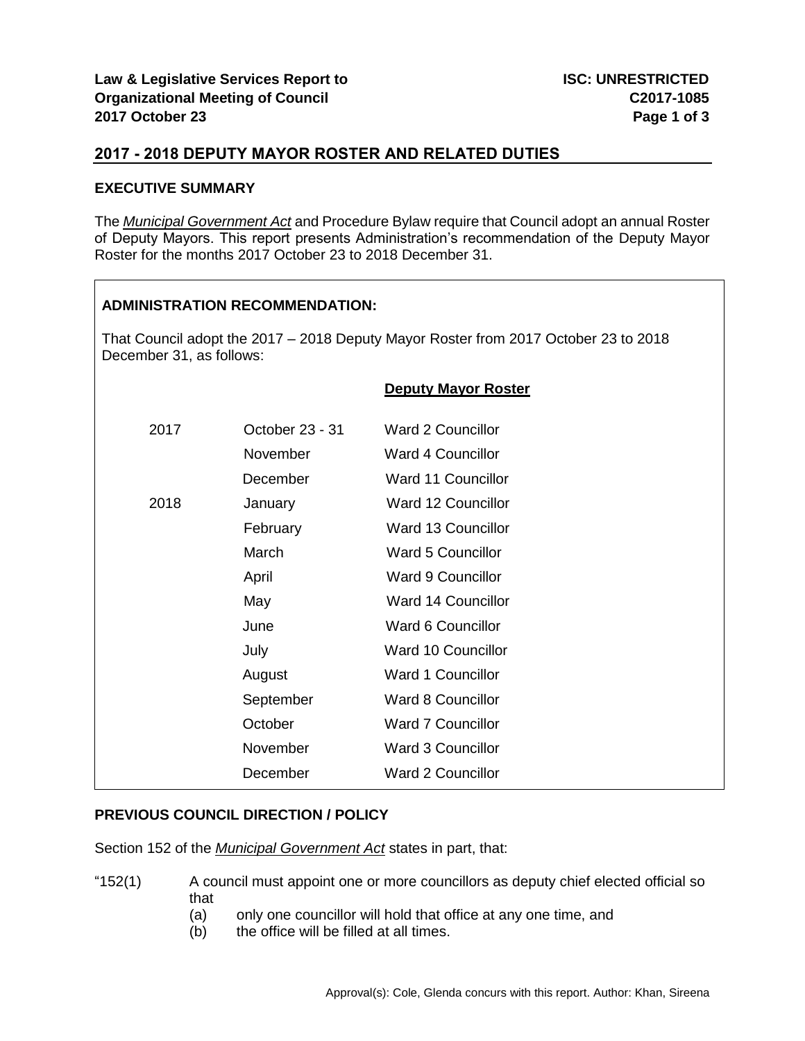## 2017 - 2018 DEPUTY MAYOR ROSTER AND RELATED DUTIES

### EXECUTIVE SUMMARY

The *Municipal Government Act* and Procedure Bylaw require that Council adopt an annual Roster of Deputy Mayors. This report presents Administration's recommendation of the Deputy Mayor Roster for the months 2017 October 23 to 2018 December 31.

### ADMINISTRATION RECOMMENDATION:

That Council adopt the 2017 – 2018 Deputy Mayor Roster from 2017 October 23 to 2018 December 31, as follows:

| | | Deputy Mayor Roster |
|---|---|---|
| 2017 | October 23 - 31 | Ward 2 Councillor |
| | November | Ward 4 Councillor |
| | December | Ward 11 Councillor |
| 2018 | January | Ward 12 Councillor |
| | February | Ward 13 Councillor |
| | March | Ward 5 Councillor |
| | April | Ward 9 Councillor |
| | May | Ward 14 Councillor |
| | June | Ward 6 Councillor |
| | July | Ward 10 Councillor |
| | August | Ward 1 Councillor |
| | September | Ward 8 Councillor |
| | October | Ward 7 Councillor |
| | November | Ward 3 Councillor |
| | December | Ward 2 Councillor |

### PREVIOUS COUNCIL DIRECTION / POLICY

Section 152 of the *Municipal Government Act* states in part, that:

"152(1) A council must appoint one or more councillors as deputy chief elected official so that

(a) only one councillor will hold that office at any one time, and

(b) the office will be filled at all times.

Approval(s): Cole, Glenda concurs with this report. Author: Khan, Sireena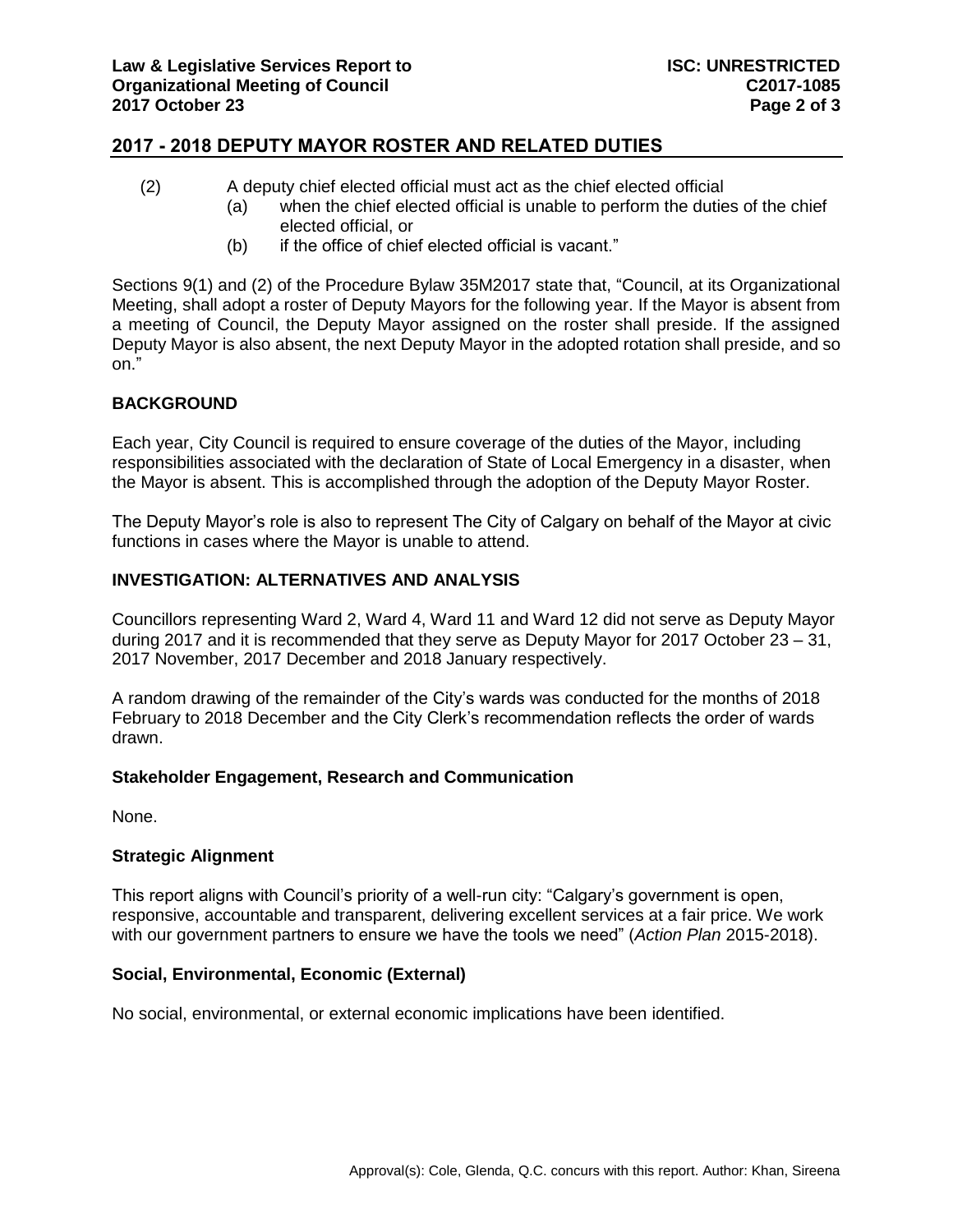## 2017 - 2018 DEPUTY MAYOR ROSTER AND RELATED DUTIES

(2) A deputy chief elected official must act as the chief elected official

(a) when the chief elected official is unable to perform the duties of the chief elected official, or

(b) if the office of chief elected official is vacant."

Sections 9(1) and (2) of the Procedure Bylaw 35M2017 state that, "Council, at its Organizational Meeting, shall adopt a roster of Deputy Mayors for the following year. If the Mayor is absent from a meeting of Council, the Deputy Mayor assigned on the roster shall preside. If the assigned Deputy Mayor is also absent, the next Deputy Mayor in the adopted rotation shall preside, and so on."

### BACKGROUND

Each year, City Council is required to ensure coverage of the duties of the Mayor, including responsibilities associated with the declaration of State of Local Emergency in a disaster, when the Mayor is absent. This is accomplished through the adoption of the Deputy Mayor Roster.

The Deputy Mayor's role is also to represent The City of Calgary on behalf of the Mayor at civic functions in cases where the Mayor is unable to attend.

### INVESTIGATION: ALTERNATIVES AND ANALYSIS

Councillors representing Ward 2, Ward 4, Ward 11 and Ward 12 did not serve as Deputy Mayor during 2017 and it is recommended that they serve as Deputy Mayor for 2017 October 23 – 31, 2017 November, 2017 December and 2018 January respectively.

A random drawing of the remainder of the City's wards was conducted for the months of 2018 February to 2018 December and the City Clerk's recommendation reflects the order of wards drawn.

#### Stakeholder Engagement, Research and Communication

None.

#### Strategic Alignment

This report aligns with Council's priority of a well-run city: "Calgary's government is open, responsive, accountable and transparent, delivering excellent services at a fair price. We work with our government partners to ensure we have the tools we need" (*Action Plan* 2015-2018).

#### Social, Environmental, Economic (External)

No social, environmental, or external economic implications have been identified.

Approval(s): Cole, Glenda, Q.C. concurs with this report. Author: Khan, Sireena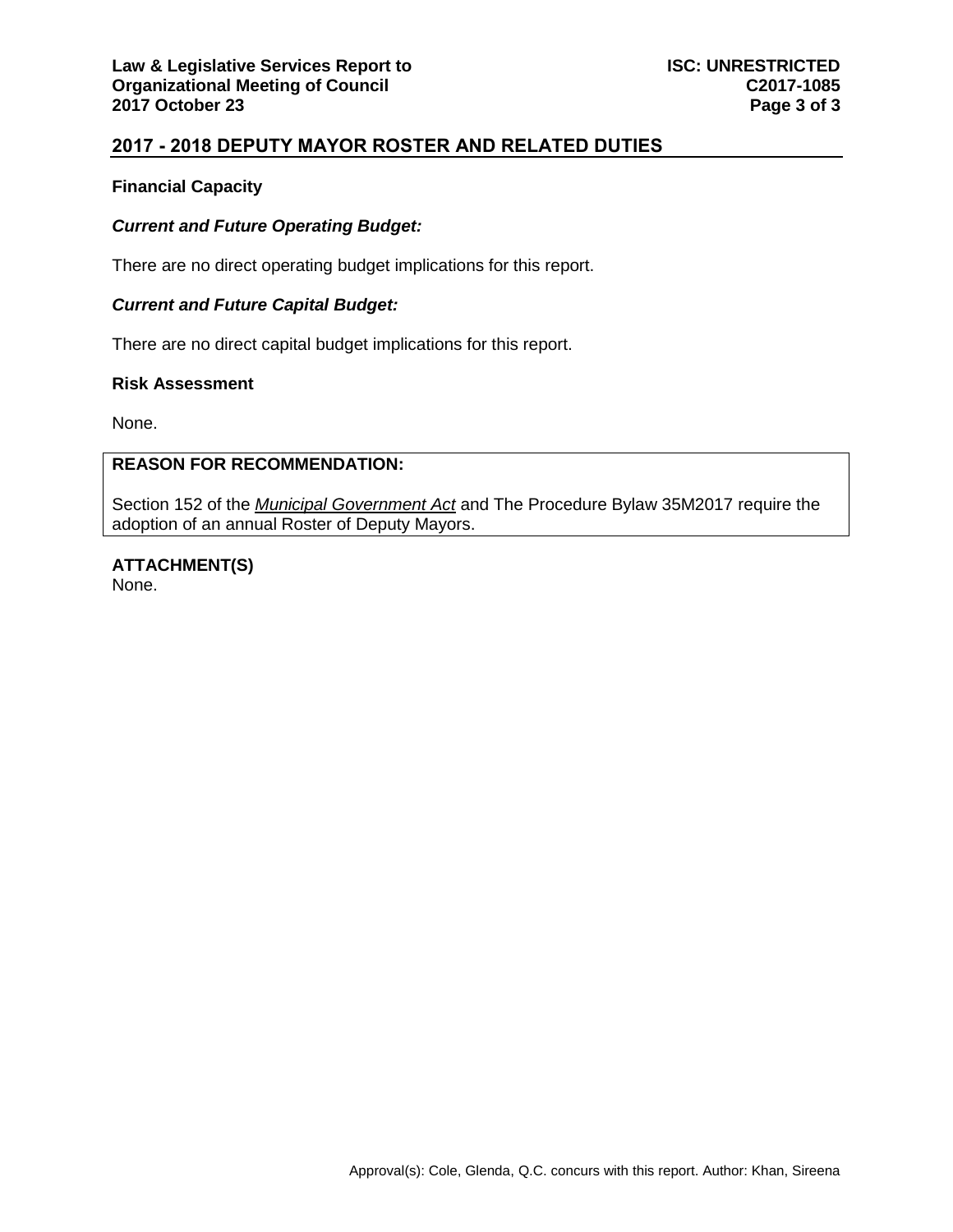## 2017 - 2018 DEPUTY MAYOR ROSTER AND RELATED DUTIES

**Financial Capacity**

***Current and Future Operating Budget:***

There are no direct operating budget implications for this report.

***Current and Future Capital Budget:***

There are no direct capital budget implications for this report.

**Risk Assessment**

None.

**REASON FOR RECOMMENDATION:**

Section 152 of the *Municipal Government Act* and The Procedure Bylaw 35M2017 require the adoption of an annual Roster of Deputy Mayors.

**ATTACHMENT(S)**
None.

Approval(s): Cole, Glenda, Q.C. concurs with this report. Author: Khan, Sireena